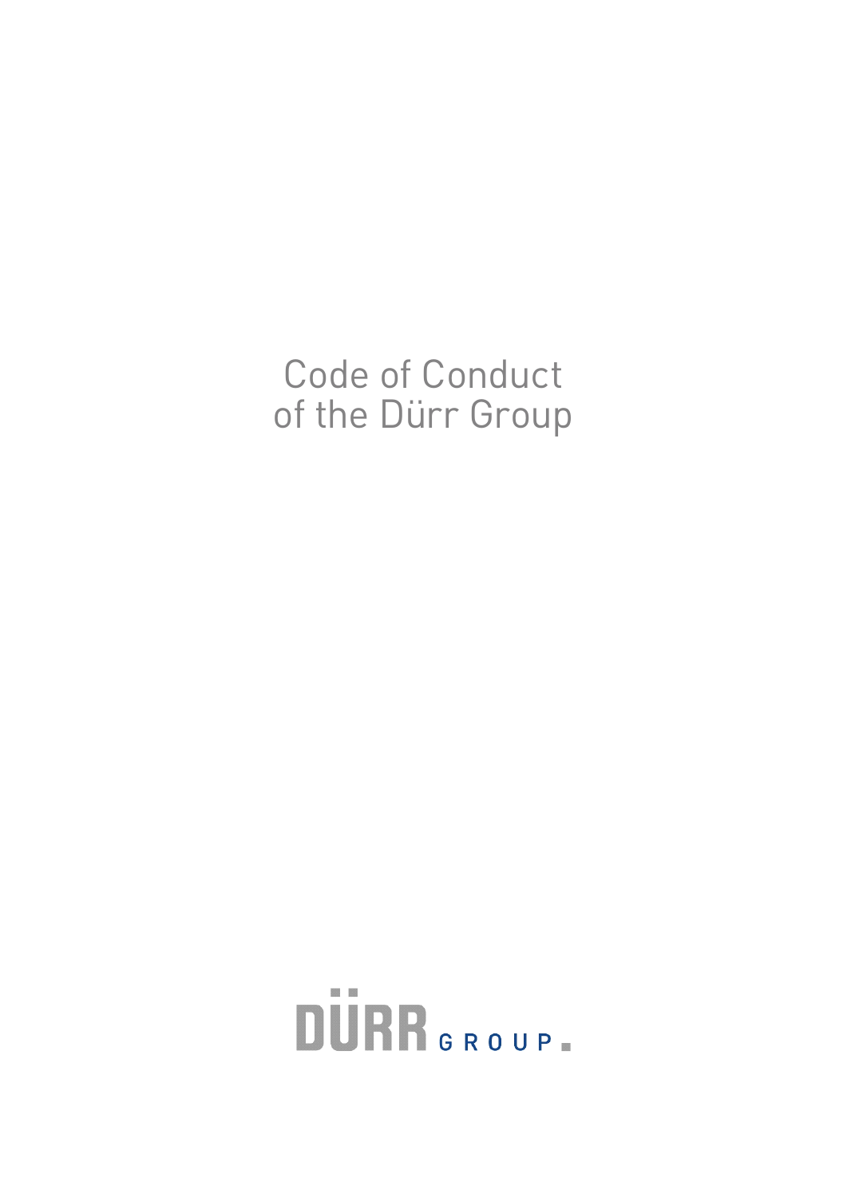# Code of Conduct of the Dürr Group

DÜRR GROUP.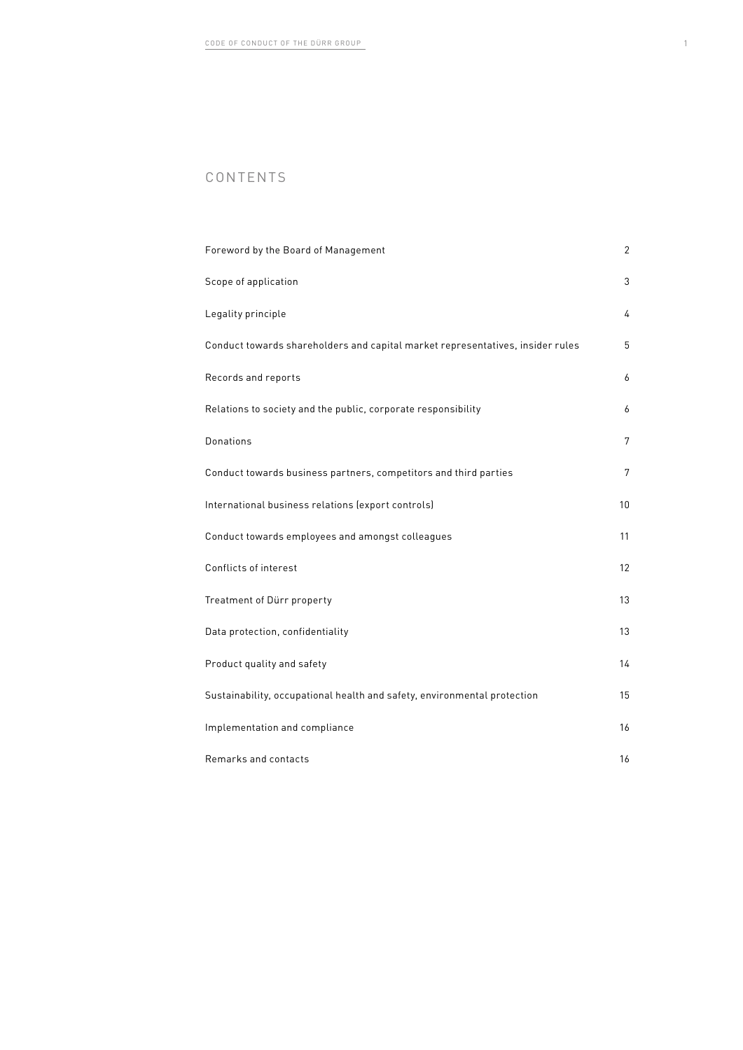# CONTENTS

| | |
|---|---|
| Foreword by the Board of Management | 2 |
| Scope of application | 3 |
| Legality principle | 4 |
| Conduct towards shareholders and capital market representatives, insider rules | 5 |
| Records and reports | 6 |
| Relations to society and the public, corporate responsibility | 6 |
| Donations | 7 |
| Conduct towards business partners, competitors and third parties | 7 |
| International business relations (export controls) | 10 |
| Conduct towards employees and amongst colleagues | 11 |
| Conflicts of interest | 12 |
| Treatment of Dürr property | 13 |
| Data protection, confidentiality | 13 |
| Product quality and safety | 14 |
| Sustainability, occupational health and safety, environmental protection | 15 |
| Implementation and compliance | 16 |
| Remarks and contacts | 16 |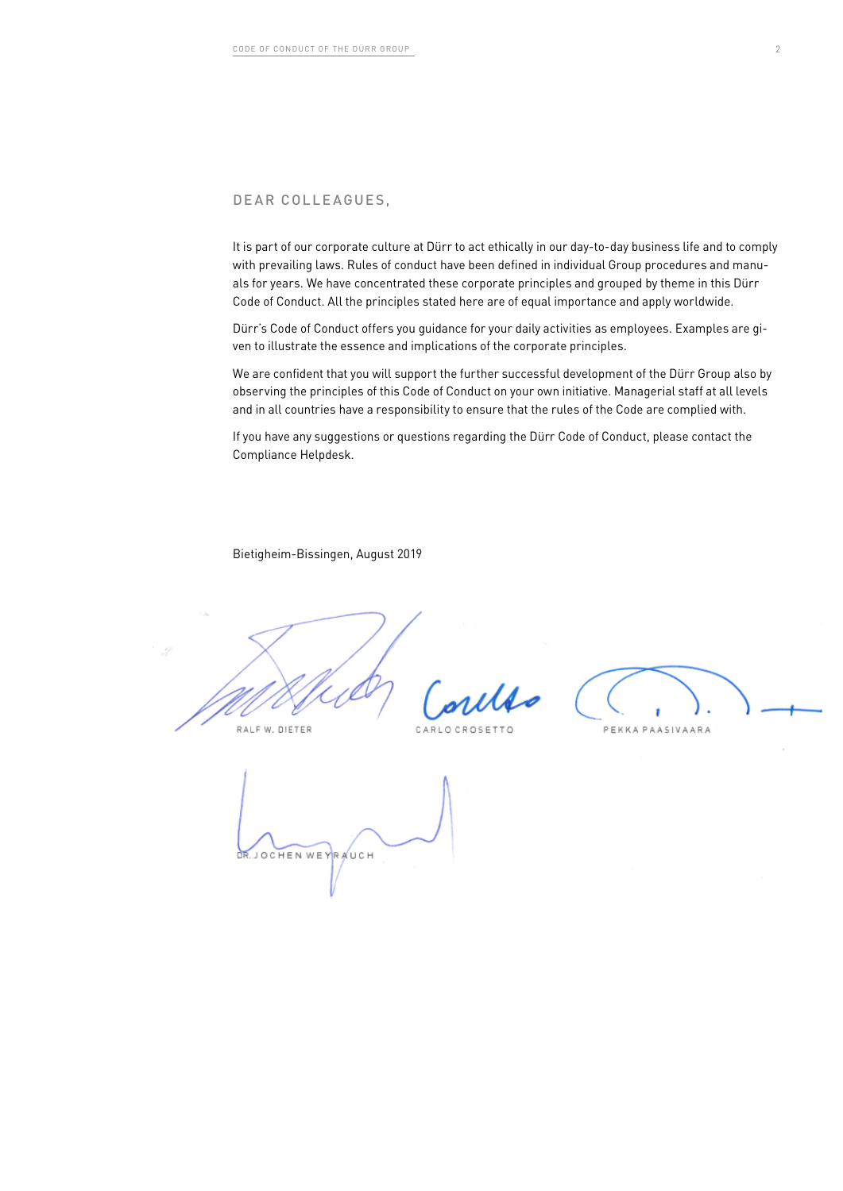## DEAR COLLEAGUES,

It is part of our corporate culture at Dürr to act ethically in our day-to-day business life and to comply with prevailing laws. Rules of conduct have been defined in individual Group procedures and manuals for years. We have concentrated these corporate principles and grouped by theme in this Dürr Code of Conduct. All the principles stated here are of equal importance and apply worldwide.

Dürr's Code of Conduct offers you guidance for your daily activities as employees. Examples are given to illustrate the essence and implications of the corporate principles.

We are confident that you will support the further successful development of the Dürr Group also by observing the principles of this Code of Conduct on your own initiative. Managerial staff at all levels and in all countries have a responsibility to ensure that the rules of the Code are complied with.

If you have any suggestions or questions regarding the Dürr Code of Conduct, please contact the Compliance Helpdesk.

Bietigheim-Bissingen, August 2019

RALF W. DIETER

CARLO CROSETTO

PEKKA PAASIVAARA

DR. JOCHEN WEYRAUCH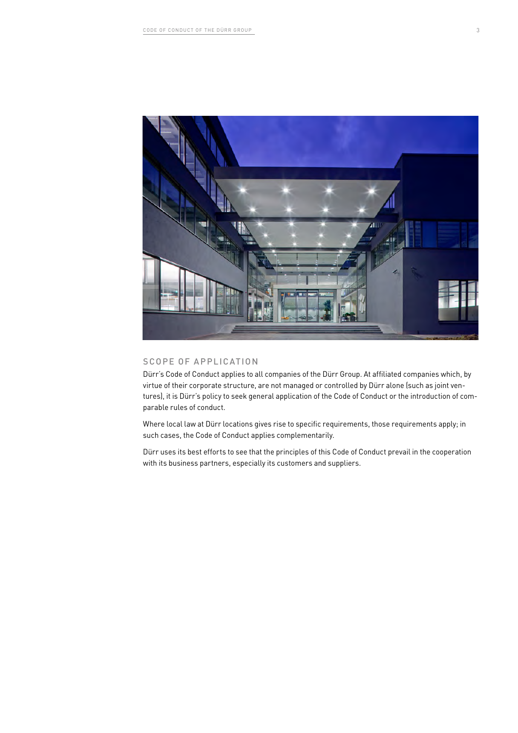## SCOPE OF APPLICATION

Dürr's Code of Conduct applies to all companies of the Dürr Group. At affiliated companies which, by virtue of their corporate structure, are not managed or controlled by Dürr alone (such as joint ventures), it is Dürr's policy to seek general application of the Code of Conduct or the introduction of comparable rules of conduct.

Where local law at Dürr locations gives rise to specific requirements, those requirements apply; in such cases, the Code of Conduct applies complementarily.

Dürr uses its best efforts to see that the principles of this Code of Conduct prevail in the cooperation with its business partners, especially its customers and suppliers.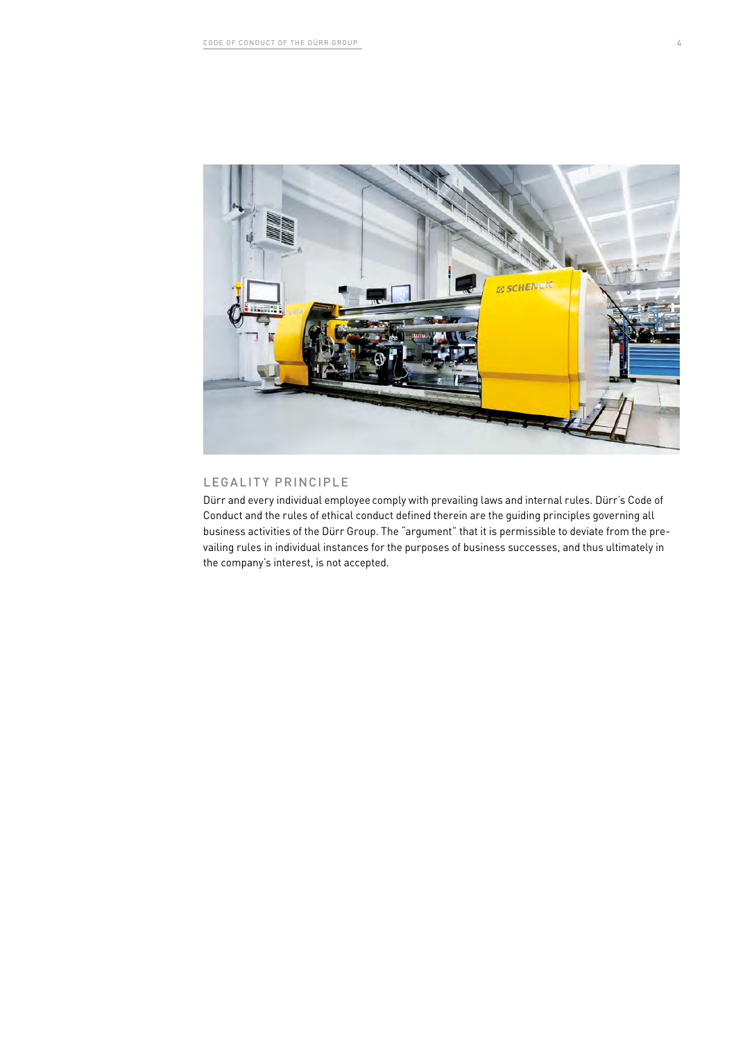## LEGALITY PRINCIPLE

Dürr and every individual employee comply with prevailing laws and internal rules. Dürr's Code of Conduct and the rules of ethical conduct defined therein are the guiding principles governing all business activities of the Dürr Group. The "argument" that it is permissible to deviate from the prevailing rules in individual instances for the purposes of business successes, and thus ultimately in the company's interest, is not accepted.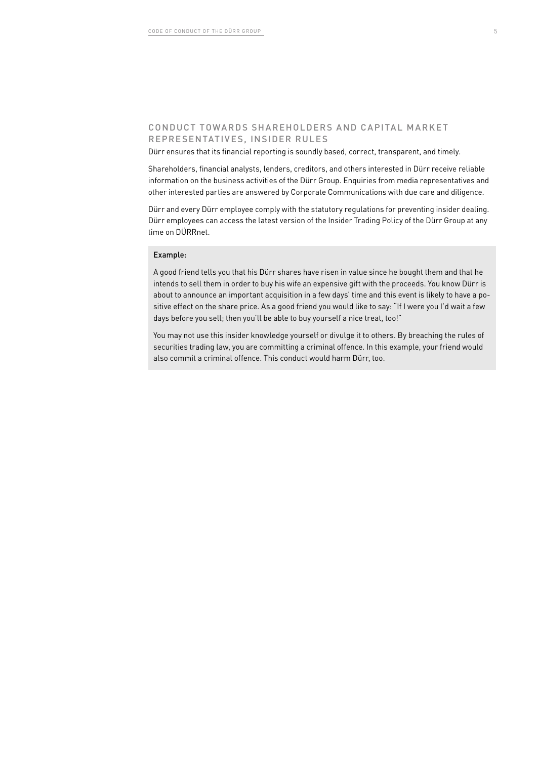## CONDUCT TOWARDS SHAREHOLDERS AND CAPITAL MARKET REPRESENTATIVES, INSIDER RULES

Dürr ensures that its financial reporting is soundly based, correct, transparent, and timely.

Shareholders, financial analysts, lenders, creditors, and others interested in Dürr receive reliable information on the business activities of the Dürr Group. Enquiries from media representatives and other interested parties are answered by Corporate Communications with due care and diligence.

Dürr and every Dürr employee comply with the statutory regulations for preventing insider dealing. Dürr employees can access the latest version of the Insider Trading Policy of the Dürr Group at any time on DÜRRnet.

**Example:**

A good friend tells you that his Dürr shares have risen in value since he bought them and that he intends to sell them in order to buy his wife an expensive gift with the proceeds. You know Dürr is about to announce an important acquisition in a few days' time and this event is likely to have a positive effect on the share price. As a good friend you would like to say: "If I were you I'd wait a few days before you sell; then you'll be able to buy yourself a nice treat, too!"

You may not use this insider knowledge yourself or divulge it to others. By breaching the rules of securities trading law, you are committing a criminal offence. In this example, your friend would also commit a criminal offence. This conduct would harm Dürr, too.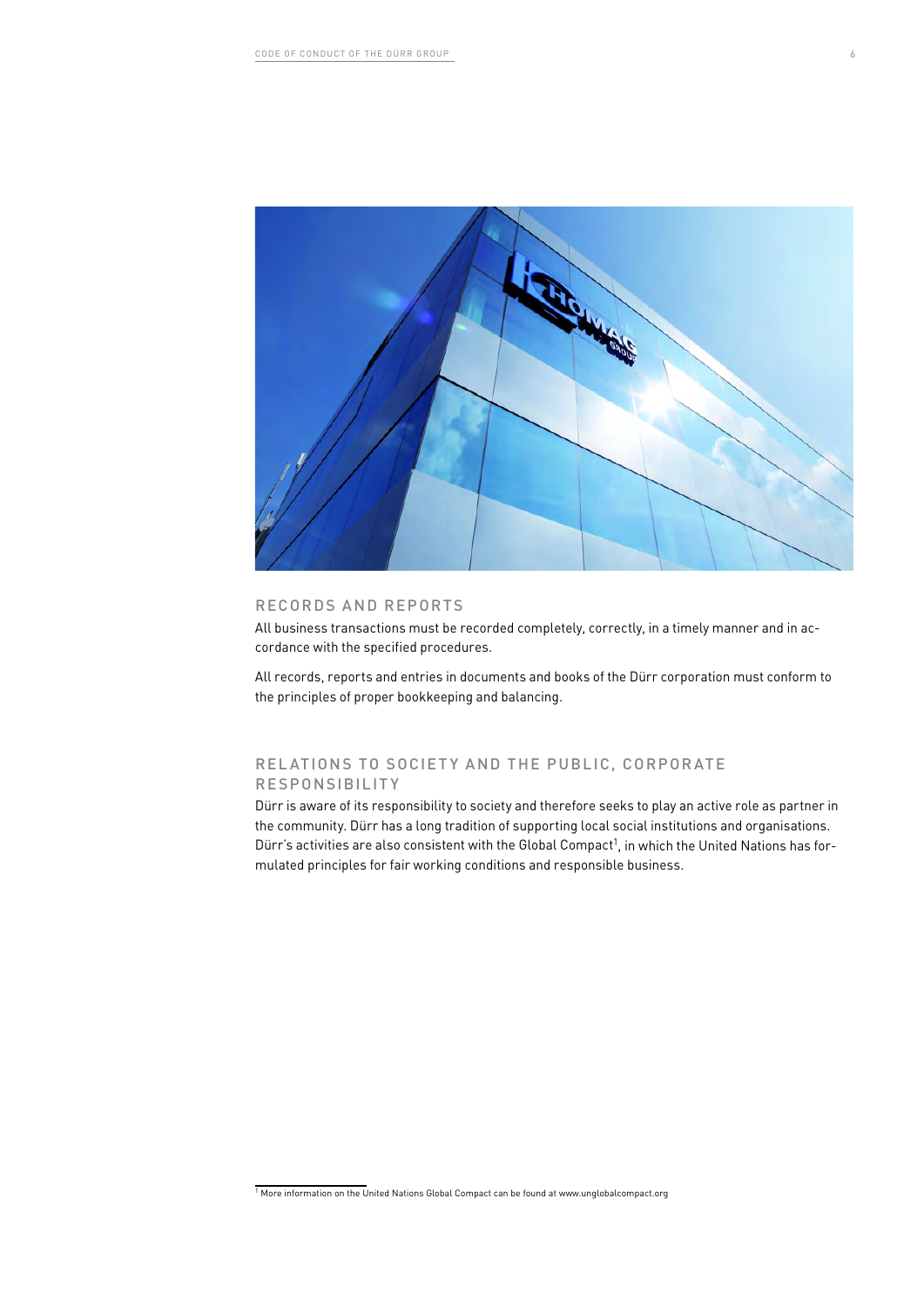## RECORDS AND REPORTS

All business transactions must be recorded completely, correctly, in a timely manner and in accordance with the specified procedures.

All records, reports and entries in documents and books of the Dürr corporation must conform to the principles of proper bookkeeping and balancing.

## RELATIONS TO SOCIETY AND THE PUBLIC, CORPORATE RESPONSIBILITY

Dürr is aware of its responsibility to society and therefore seeks to play an active role as partner in the community. Dürr has a long tradition of supporting local social institutions and organisations. Dürr's activities are also consistent with the Global Compact[1], in which the United Nations has formulated principles for fair working conditions and responsible business.

[1] More information on the United Nations Global Compact can be found at www.unglobalcompact.org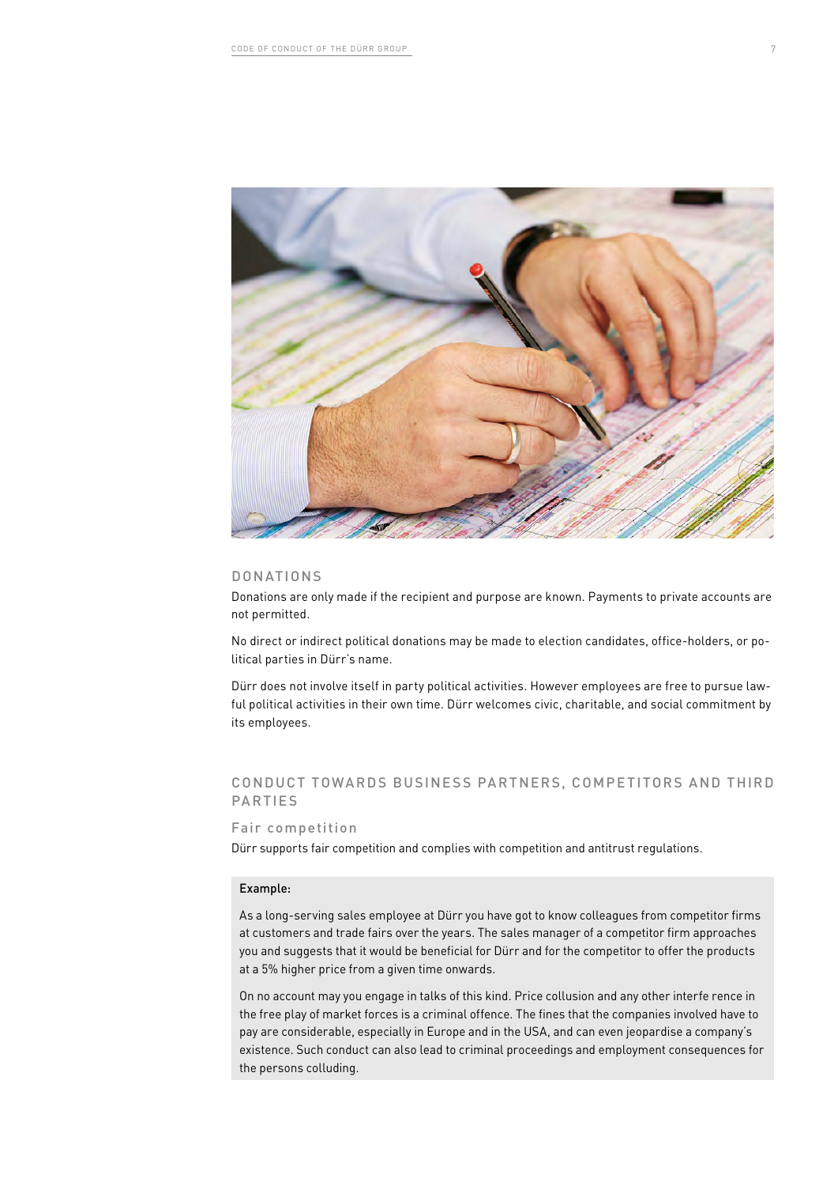## DONATIONS

Donations are only made if the recipient and purpose are known. Payments to private accounts are not permitted.

No direct or indirect political donations may be made to election candidates, office-holders, or political parties in Dürr's name.

Dürr does not involve itself in party political activities. However employees are free to pursue lawful political activities in their own time. Dürr welcomes civic, charitable, and social commitment by its employees.

## CONDUCT TOWARDS BUSINESS PARTNERS, COMPETITORS AND THIRD PARTIES

### Fair competition

Dürr supports fair competition and complies with competition and antitrust regulations.

**Example:**

As a long-serving sales employee at Dürr you have got to know colleagues from competitor firms at customers and trade fairs over the years. The sales manager of a competitor firm approaches you and suggests that it would be beneficial for Dürr and for the competitor to offer the products at a 5% higher price from a given time onwards.

On no account may you engage in talks of this kind. Price collusion and any other interference in the free play of market forces is a criminal offence. The fines that the companies involved have to pay are considerable, especially in Europe and in the USA, and can even jeopardise a company's existence. Such conduct can also lead to criminal proceedings and employment consequences for the persons colluding.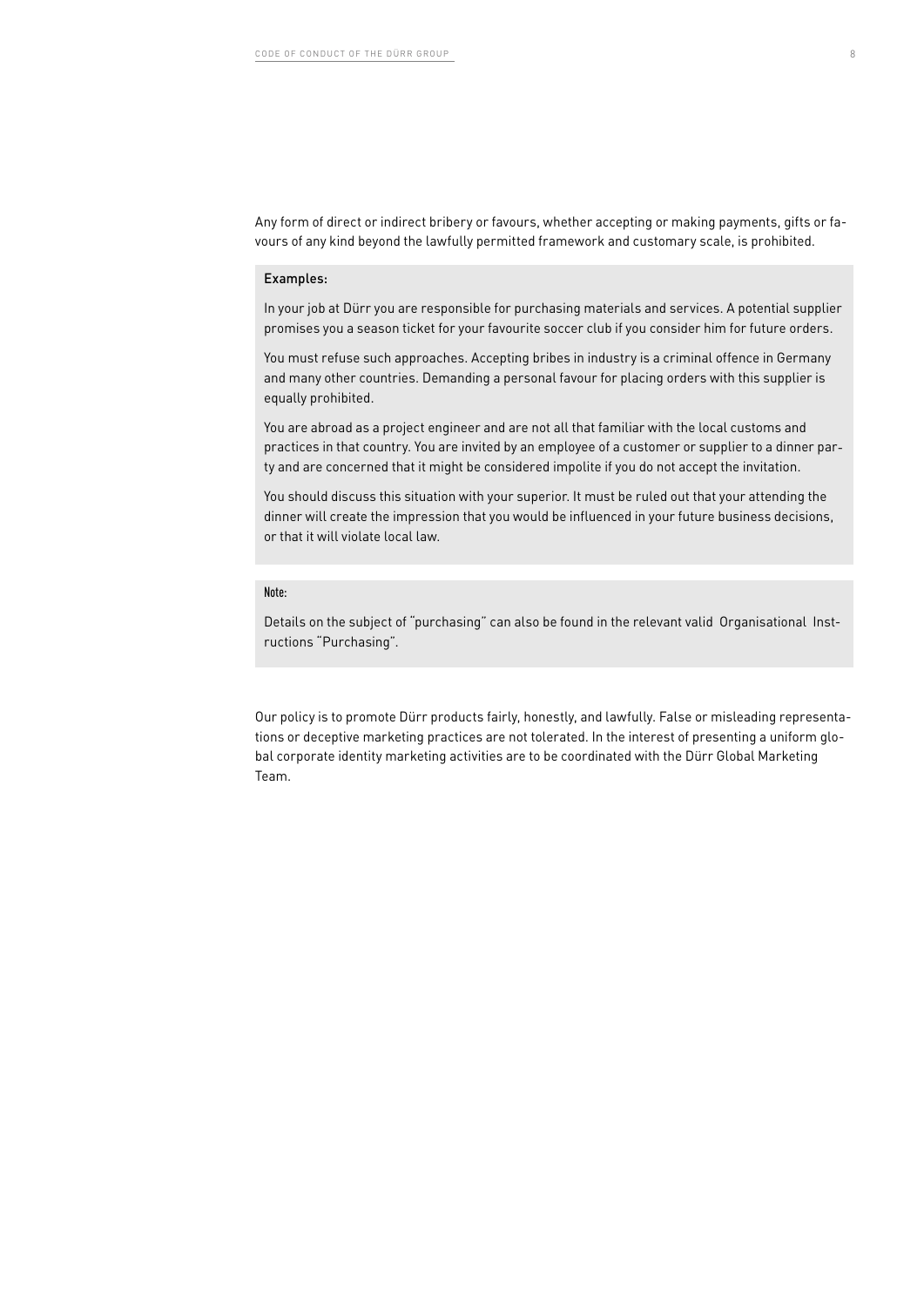Any form of direct or indirect bribery or favours, whether accepting or making payments, gifts or favours of any kind beyond the lawfully permitted framework and customary scale, is prohibited.

**Examples:**

In your job at Dürr you are responsible for purchasing materials and services. A potential supplier promises you a season ticket for your favourite soccer club if you consider him for future orders.

You must refuse such approaches. Accepting bribes in industry is a criminal offence in Germany and many other countries. Demanding a personal favour for placing orders with this supplier is equally prohibited.

You are abroad as a project engineer and are not all that familiar with the local customs and practices in that country. You are invited by an employee of a customer or supplier to a dinner party and are concerned that it might be considered impolite if you do not accept the invitation.

You should discuss this situation with your superior. It must be ruled out that your attending the dinner will create the impression that you would be influenced in your future business decisions, or that it will violate local law.

**Note:**

Details on the subject of "purchasing" can also be found in the relevant valid Organisational Instructions "Purchasing".

Our policy is to promote Dürr products fairly, honestly, and lawfully. False or misleading representations or deceptive marketing practices are not tolerated. In the interest of presenting a uniform global corporate identity marketing activities are to be coordinated with the Dürr Global Marketing Team.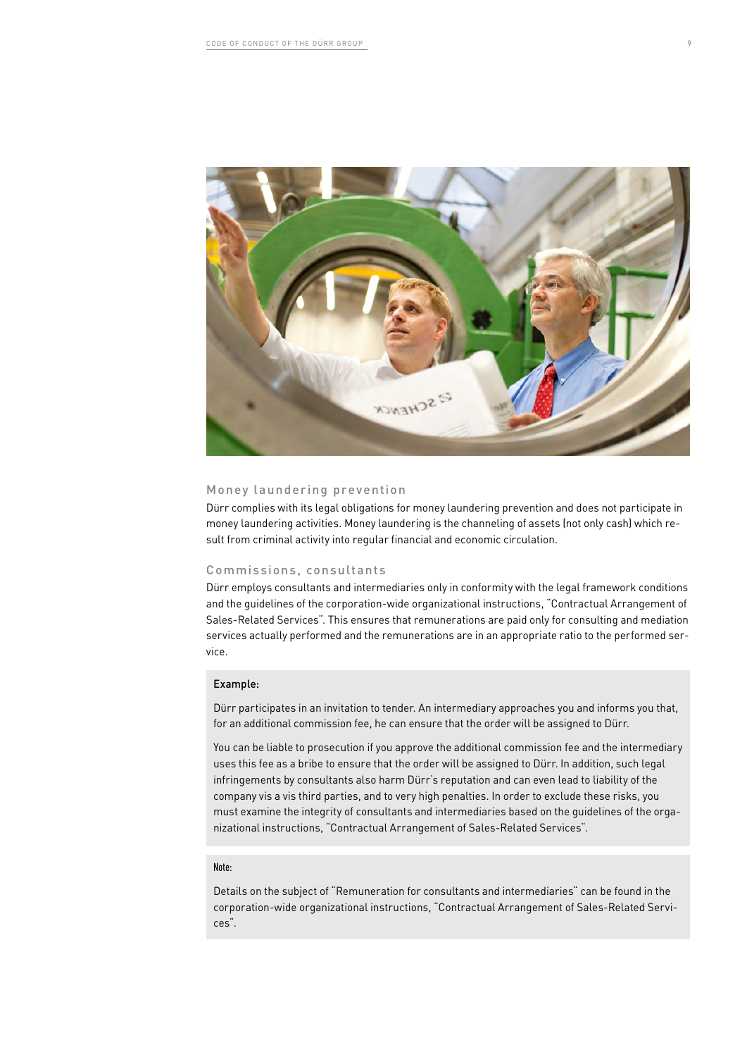## Money laundering prevention

Dürr complies with its legal obligations for money laundering prevention and does not participate in money laundering activities. Money laundering is the channeling of assets (not only cash) which result from criminal activity into regular financial and economic circulation.

## Commissions, consultants

Dürr employs consultants and intermediaries only in conformity with the legal framework conditions and the guidelines of the corporation-wide organizational instructions, "Contractual Arrangement of Sales-Related Services". This ensures that remunerations are paid only for consulting and mediation services actually performed and the remunerations are in an appropriate ratio to the performed service.

**Example:**

Dürr participates in an invitation to tender. An intermediary approaches you and informs you that, for an additional commission fee, he can ensure that the order will be assigned to Dürr.

You can be liable to prosecution if you approve the additional commission fee and the intermediary uses this fee as a bribe to ensure that the order will be assigned to Dürr. In addition, such legal infringements by consultants also harm Dürr's reputation and can even lead to liability of the company vis a vis third parties, and to very high penalties. In order to exclude these risks, you must examine the integrity of consultants and intermediaries based on the guidelines of the organizational instructions, "Contractual Arrangement of Sales-Related Services".

**Note:**

Details on the subject of "Remuneration for consultants and intermediaries" can be found in the corporation-wide organizational instructions, "Contractual Arrangement of Sales-Related Services".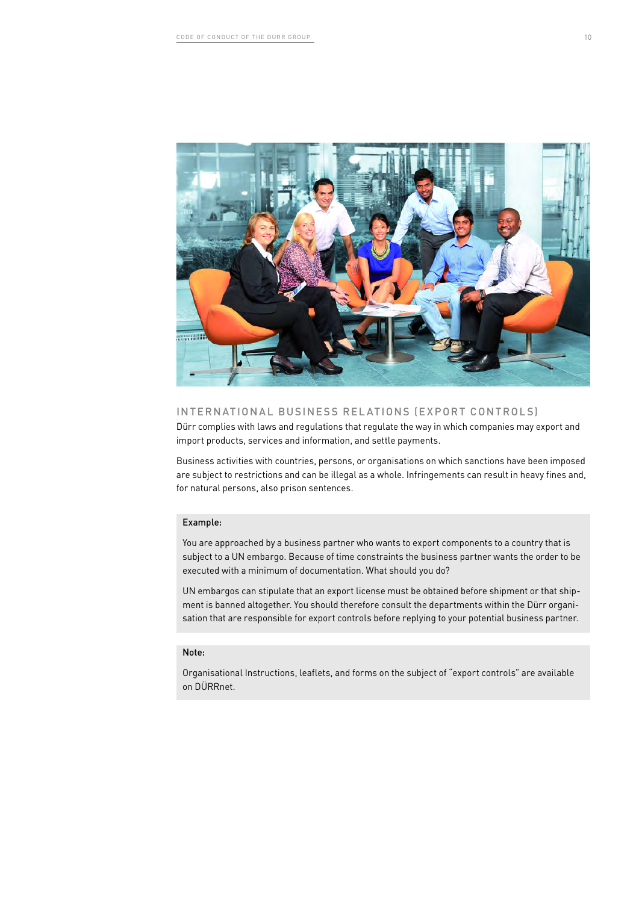## INTERNATIONAL BUSINESS RELATIONS (EXPORT CONTROLS)

Dürr complies with laws and regulations that regulate the way in which companies may export and import products, services and information, and settle payments.

Business activities with countries, persons, or organisations on which sanctions have been imposed are subject to restrictions and can be illegal as a whole. Infringements can result in heavy fines and, for natural persons, also prison sentences.

**Example:**

You are approached by a business partner who wants to export components to a country that is subject to a UN embargo. Because of time constraints the business partner wants the order to be executed with a minimum of documentation. What should you do?

UN embargos can stipulate that an export license must be obtained before shipment or that shipment is banned altogether. You should therefore consult the departments within the Dürr organisation that are responsible for export controls before replying to your potential business partner.

**Note:**

Organisational Instructions, leaflets, and forms on the subject of "export controls" are available on DÜRRnet.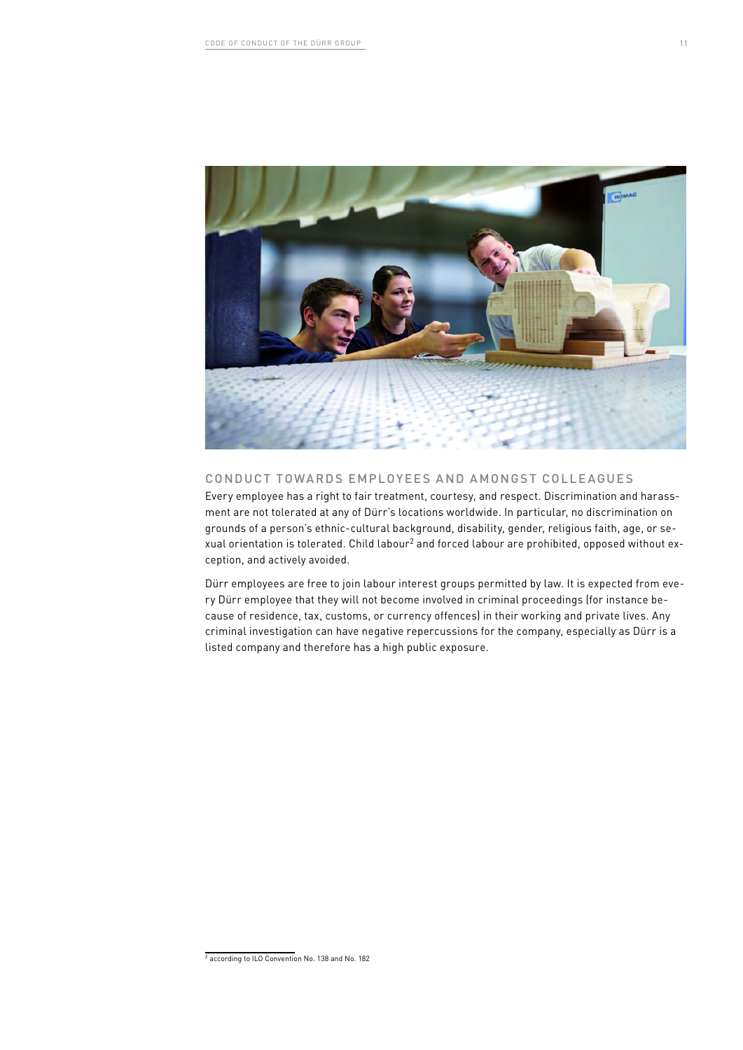## CONDUCT TOWARDS EMPLOYEES AND AMONGST COLLEAGUES

Every employee has a right to fair treatment, courtesy, and respect. Discrimination and harassment are not tolerated at any of Dürr's locations worldwide. In particular, no discrimination on grounds of a person's ethnic-cultural background, disability, gender, religious faith, age, or sexual orientation is tolerated. Child labour[2] and forced labour are prohibited, opposed without exception, and actively avoided.

Dürr employees are free to join labour interest groups permitted by law. It is expected from every Dürr employee that they will not become involved in criminal proceedings (for instance because of residence, tax, customs, or currency offences) in their working and private lives. Any criminal investigation can have negative repercussions for the company, especially as Dürr is a listed company and therefore has a high public exposure.

[2] according to ILO Convention No. 138 and No. 182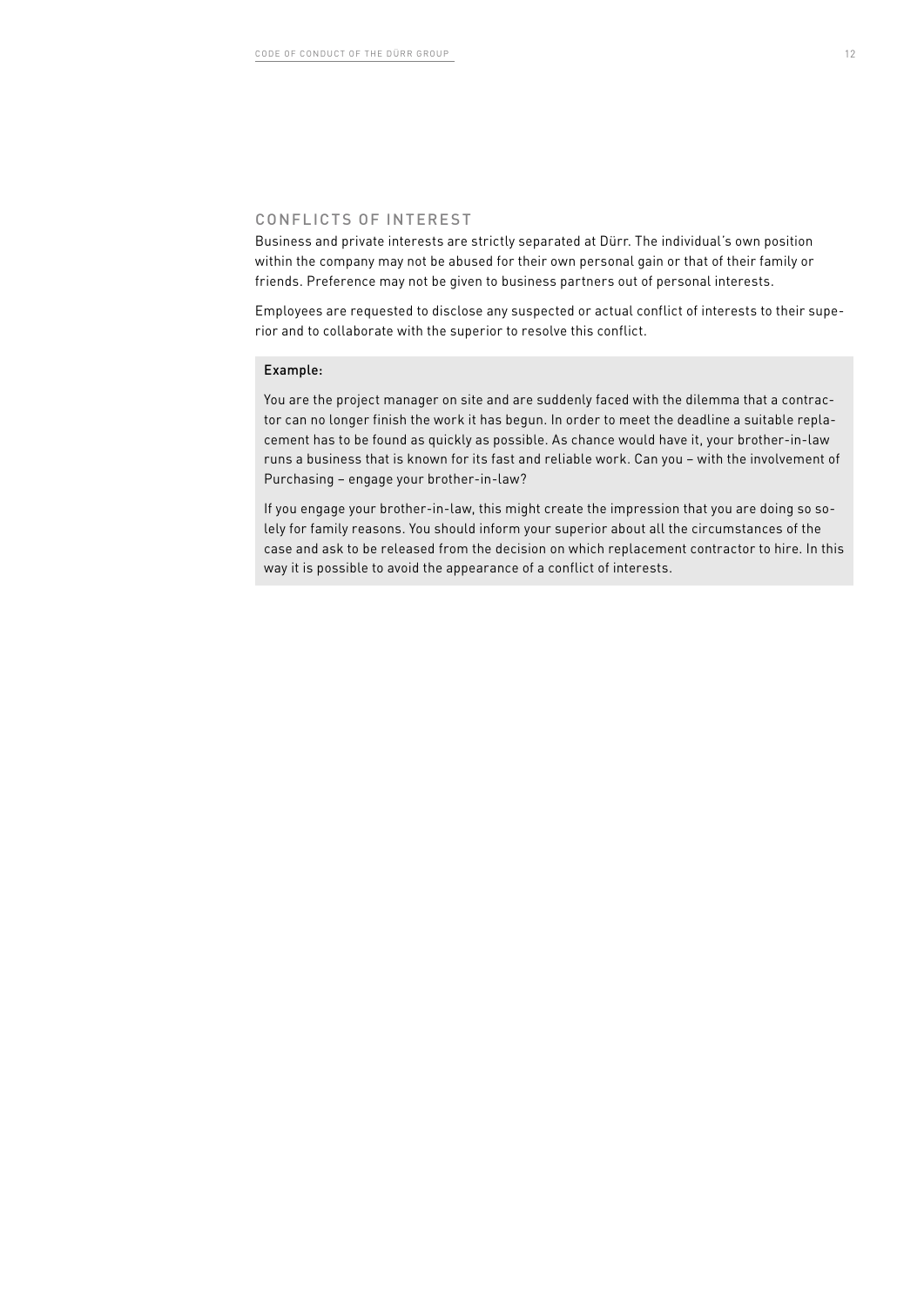## CONFLICTS OF INTEREST

Business and private interests are strictly separated at Dürr. The individual's own position within the company may not be abused for their own personal gain or that of their family or friends. Preference may not be given to business partners out of personal interests.

Employees are requested to disclose any suspected or actual conflict of interests to their superior and to collaborate with the superior to resolve this conflict.

**Example:**

You are the project manager on site and are suddenly faced with the dilemma that a contractor can no longer finish the work it has begun. In order to meet the deadline a suitable replacement has to be found as quickly as possible. As chance would have it, your brother-in-law runs a business that is known for its fast and reliable work. Can you – with the involvement of Purchasing – engage your brother-in-law?

If you engage your brother-in-law, this might create the impression that you are doing so solely for family reasons. You should inform your superior about all the circumstances of the case and ask to be released from the decision on which replacement contractor to hire. In this way it is possible to avoid the appearance of a conflict of interests.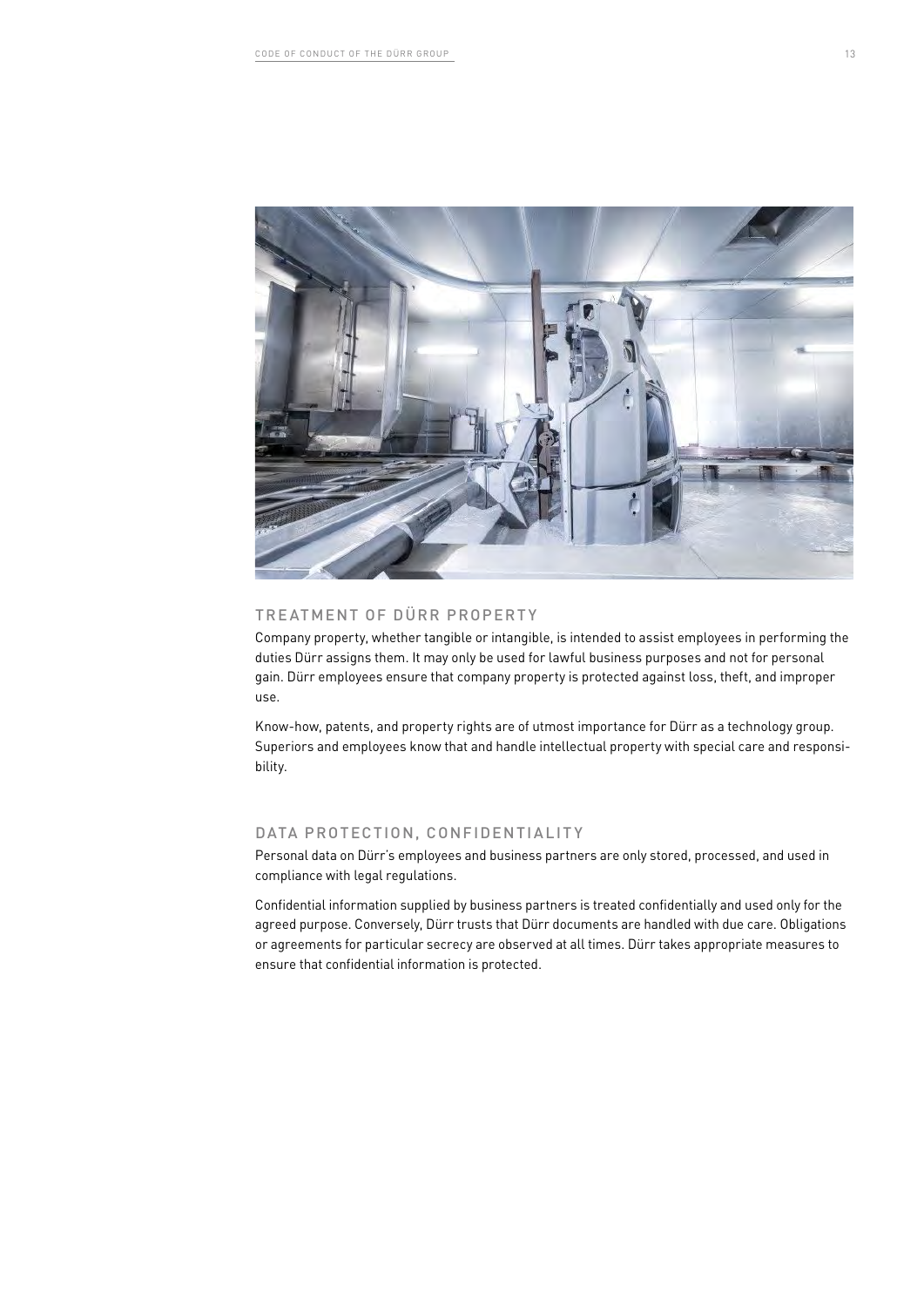## TREATMENT OF DÜRR PROPERTY

Company property, whether tangible or intangible, is intended to assist employees in performing the duties Dürr assigns them. It may only be used for lawful business purposes and not for personal gain. Dürr employees ensure that company property is protected against loss, theft, and improper use.

Know-how, patents, and property rights are of utmost importance for Dürr as a technology group. Superiors and employees know that and handle intellectual property with special care and responsibility.

## DATA PROTECTION, CONFIDENTIALITY

Personal data on Dürr's employees and business partners are only stored, processed, and used in compliance with legal regulations.

Confidential information supplied by business partners is treated confidentially and used only for the agreed purpose. Conversely, Dürr trusts that Dürr documents are handled with due care. Obligations or agreements for particular secrecy are observed at all times. Dürr takes appropriate measures to ensure that confidential information is protected.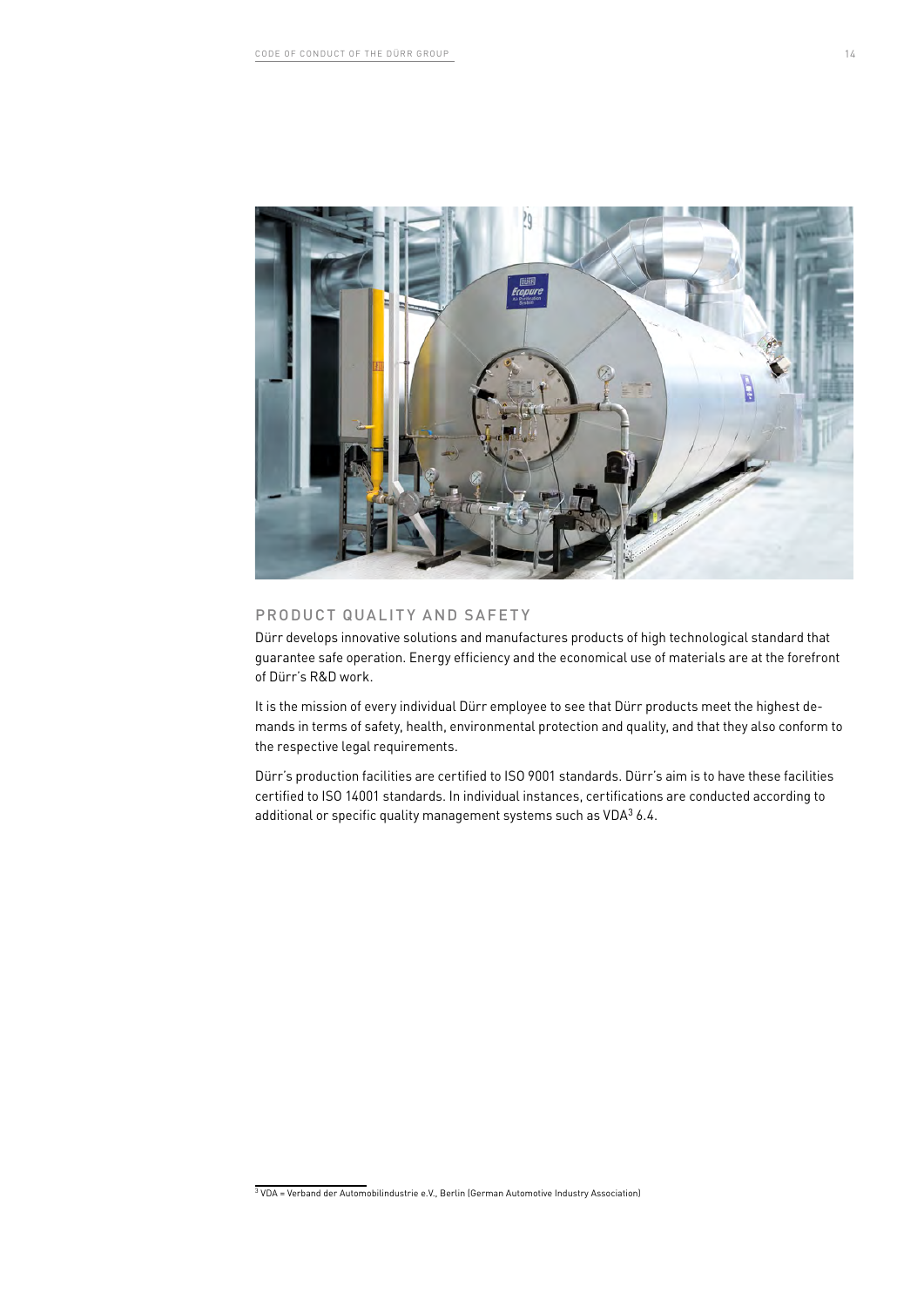## PRODUCT QUALITY AND SAFETY

Dürr develops innovative solutions and manufactures products of high technological standard that guarantee safe operation. Energy efficiency and the economical use of materials are at the forefront of Dürr's R&D work.

It is the mission of every individual Dürr employee to see that Dürr products meet the highest demands in terms of safety, health, environmental protection and quality, and that they also conform to the respective legal requirements.

Dürr's production facilities are certified to ISO 9001 standards. Dürr's aim is to have these facilities certified to ISO 14001 standards. In individual instances, certifications are conducted according to additional or specific quality management systems such as VDA[3] 6.4.

[3] VDA = Verband der Automobilindustrie e.V., Berlin (German Automotive Industry Association)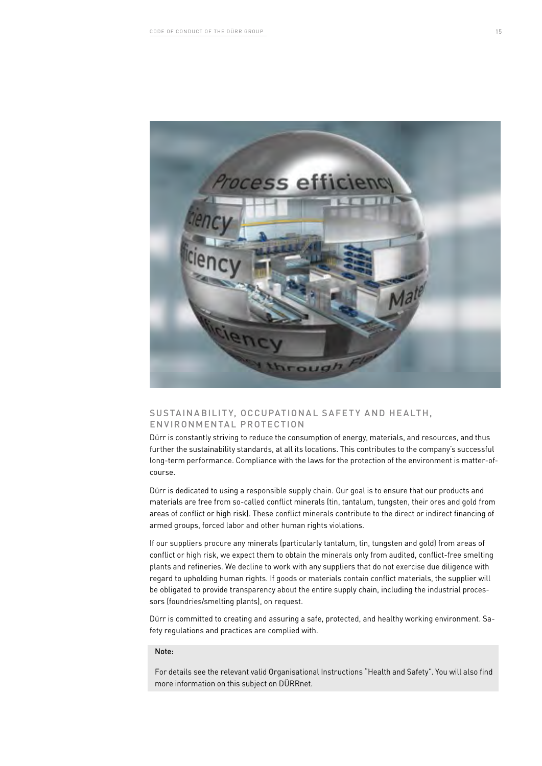## SUSTAINABILITY, OCCUPATIONAL SAFETY AND HEALTH, ENVIRONMENTAL PROTECTION

Dürr is constantly striving to reduce the consumption of energy, materials, and resources, and thus further the sustainability standards, at all its locations. This contributes to the company's successful long-term performance. Compliance with the laws for the protection of the environment is matter-of-course.

Dürr is dedicated to using a responsible supply chain. Our goal is to ensure that our products and materials are free from so-called conflict minerals (tin, tantalum, tungsten, their ores and gold from areas of conflict or high risk). These conflict minerals contribute to the direct or indirect financing of armed groups, forced labor and other human rights violations.

If our suppliers procure any minerals (particularly tantalum, tin, tungsten and gold) from areas of conflict or high risk, we expect them to obtain the minerals only from audited, conflict-free smelting plants and refineries. We decline to work with any suppliers that do not exercise due diligence with regard to upholding human rights. If goods or materials contain conflict materials, the supplier will be obligated to provide transparency about the entire supply chain, including the industrial processors (foundries/smelting plants), on request.

Dürr is committed to creating and assuring a safe, protected, and healthy working environment. Safety regulations and practices are complied with.

**Note:**

For details see the relevant valid Organisational Instructions "Health and Safety". You will also find more information on this subject on DÜRRnet.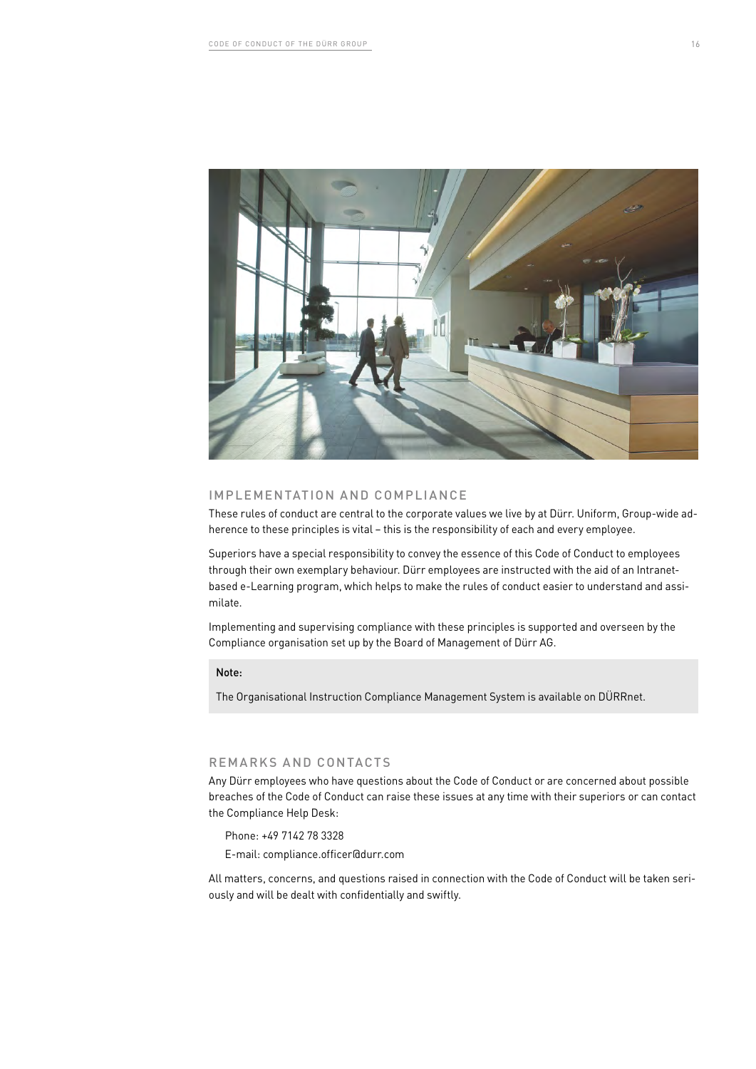## IMPLEMENTATION AND COMPLIANCE

These rules of conduct are central to the corporate values we live by at Dürr. Uniform, Group-wide adherence to these principles is vital – this is the responsibility of each and every employee.

Superiors have a special responsibility to convey the essence of this Code of Conduct to employees through their own exemplary behaviour. Dürr employees are instructed with the aid of an Intranet-based e-Learning program, which helps to make the rules of conduct easier to understand and assimilate.

Implementing and supervising compliance with these principles is supported and overseen by the Compliance organisation set up by the Board of Management of Dürr AG.

> **Note:**
>
> The Organisational Instruction Compliance Management System is available on DÜRRnet.

## REMARKS AND CONTACTS

Any Dürr employees who have questions about the Code of Conduct or are concerned about possible breaches of the Code of Conduct can raise these issues at any time with their superiors or can contact the Compliance Help Desk:

Phone: +49 7142 78 3328
E-mail: compliance.officer@durr.com

All matters, concerns, and questions raised in connection with the Code of Conduct will be taken seriously and will be dealt with confidentially and swiftly.